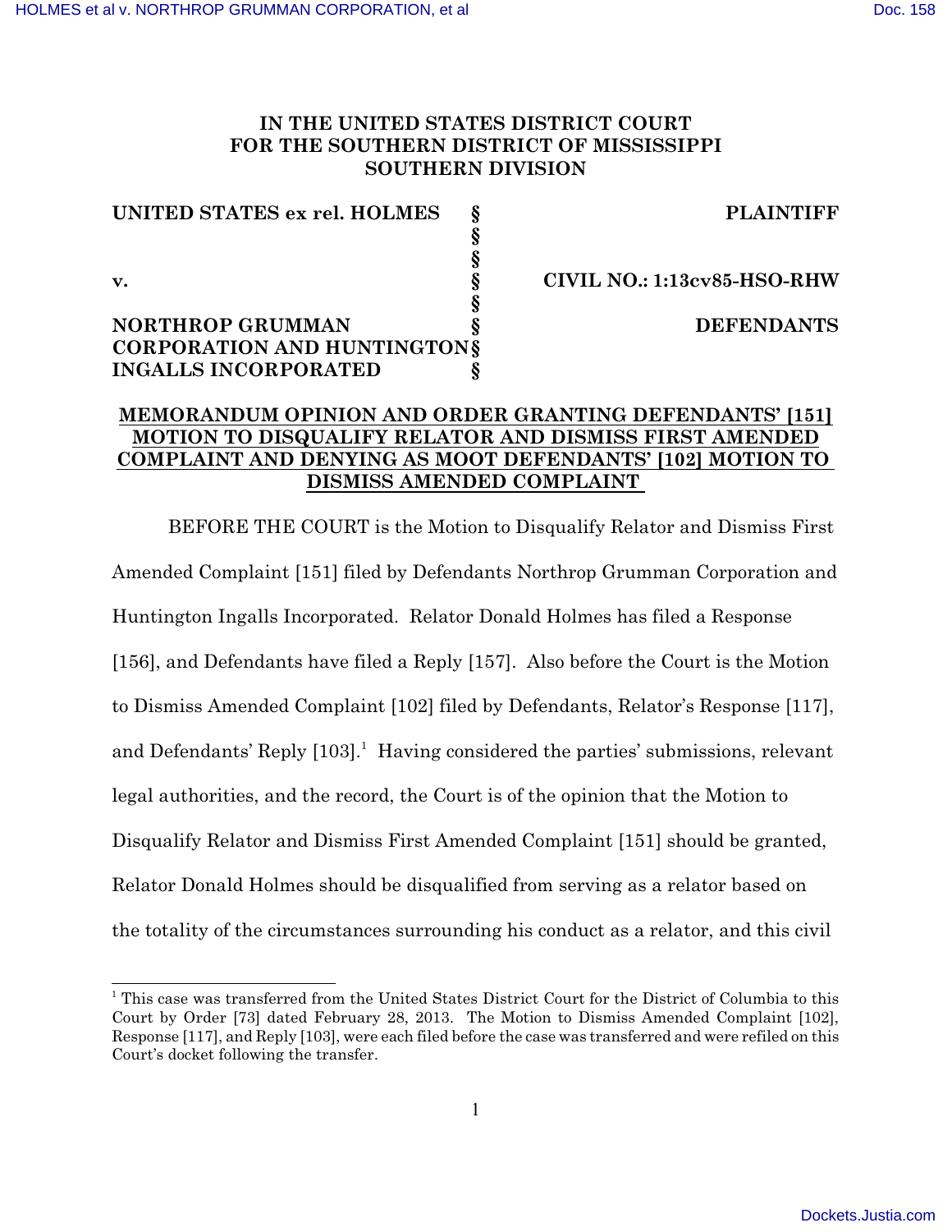# IN THE UNITED STATES DISTRICT COURT FOR THE SOUTHERN DISTRICT OF MISSISSIPPI SOUTHERN DIVISION

| | | |
|---|---|---|
| **UNITED STATES ex rel. HOLMES** | **§** | **PLAINTIFF** |
| | **§** | |
| | **§** | |
| **v.** | **§** | **CIVIL NO.: 1:13cv85-HSO-RHW** |
| | **§** | |
| **NORTHROP GRUMMAN CORPORATION AND HUNTINGTON INGALLS INCORPORATED** | **§** | **DEFENDANTS** |

**MEMORANDUM OPINION AND ORDER GRANTING DEFENDANTS' [151] MOTION TO DISQUALIFY RELATOR AND DISMISS FIRST AMENDED COMPLAINT AND DENYING AS MOOT DEFENDANTS' [102] MOTION TO DISMISS AMENDED COMPLAINT**

BEFORE THE COURT is the Motion to Disqualify Relator and Dismiss First Amended Complaint [151] filed by Defendants Northrop Grumman Corporation and Huntington Ingalls Incorporated. Relator Donald Holmes has filed a Response [156], and Defendants have filed a Reply [157]. Also before the Court is the Motion to Dismiss Amended Complaint [102] filed by Defendants, Relator's Response [117], and Defendants' Reply [103].[1] Having considered the parties' submissions, relevant legal authorities, and the record, the Court is of the opinion that the Motion to Disqualify Relator and Dismiss First Amended Complaint [151] should be granted, Relator Donald Holmes should be disqualified from serving as a relator based on the totality of the circumstances surrounding his conduct as a relator, and this civil

[1] This case was transferred from the United States District Court for the District of Columbia to this Court by Order [73] dated February 28, 2013. The Motion to Dismiss Amended Complaint [102], Response [117], and Reply [103], were each filed before the case was transferred and were refiled on this Court's docket following the transfer.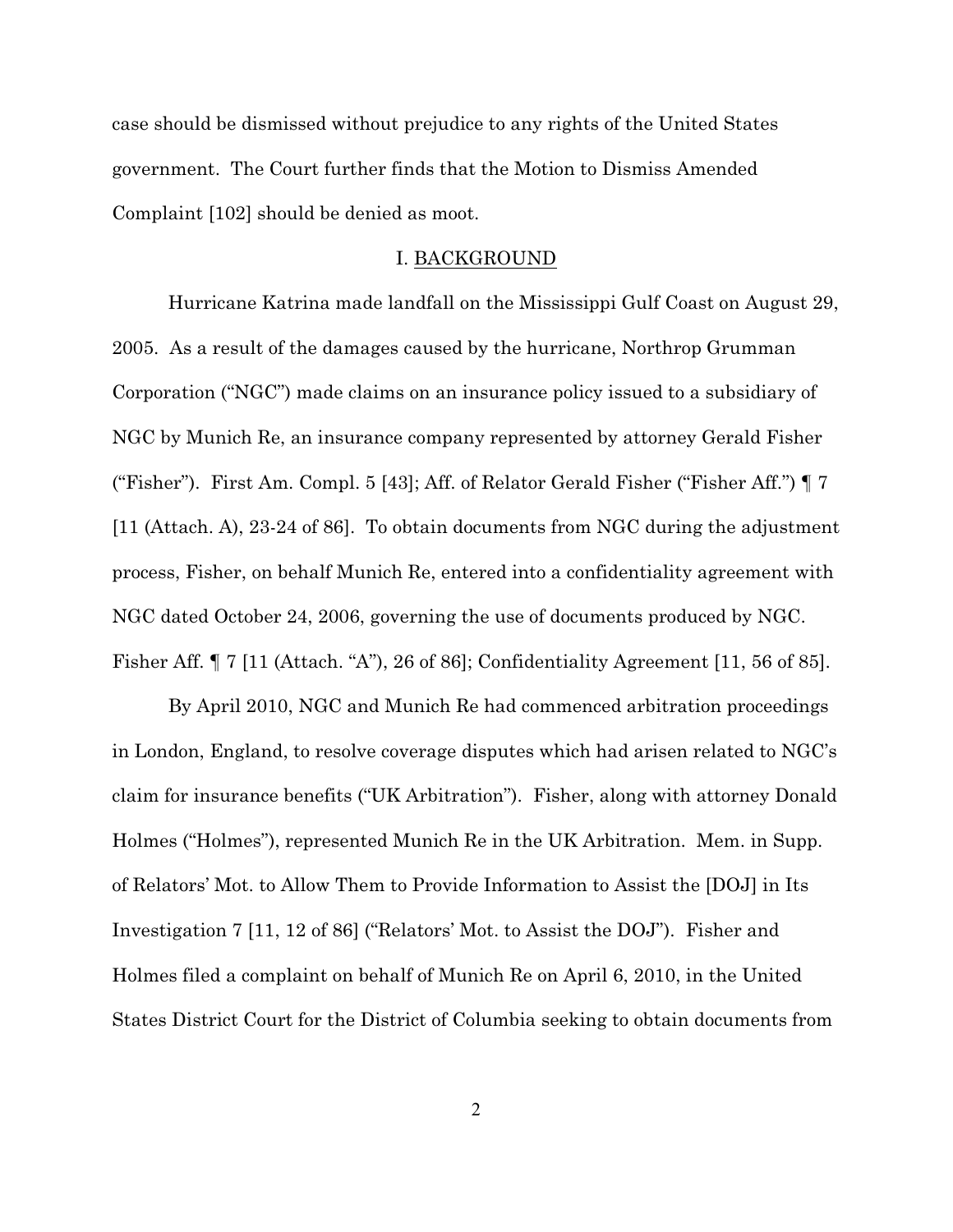case should be dismissed without prejudice to any rights of the United States government. The Court further finds that the Motion to Dismiss Amended Complaint [102] should be denied as moot.

## I. BACKGROUND

Hurricane Katrina made landfall on the Mississippi Gulf Coast on August 29, 2005. As a result of the damages caused by the hurricane, Northrop Grumman Corporation ("NGC") made claims on an insurance policy issued to a subsidiary of NGC by Munich Re, an insurance company represented by attorney Gerald Fisher ("Fisher"). First Am. Compl. 5 [43]; Aff. of Relator Gerald Fisher ("Fisher Aff.") ¶ 7 [11 (Attach. A), 23-24 of 86]. To obtain documents from NGC during the adjustment process, Fisher, on behalf Munich Re, entered into a confidentiality agreement with NGC dated October 24, 2006, governing the use of documents produced by NGC. Fisher Aff. ¶ 7 [11 (Attach. "A"), 26 of 86]; Confidentiality Agreement [11, 56 of 85].

By April 2010, NGC and Munich Re had commenced arbitration proceedings in London, England, to resolve coverage disputes which had arisen related to NGC's claim for insurance benefits ("UK Arbitration"). Fisher, along with attorney Donald Holmes ("Holmes"), represented Munich Re in the UK Arbitration. Mem. in Supp. of Relators' Mot. to Allow Them to Provide Information to Assist the [DOJ] in Its Investigation 7 [11, 12 of 86] ("Relators' Mot. to Assist the DOJ"). Fisher and Holmes filed a complaint on behalf of Munich Re on April 6, 2010, in the United States District Court for the District of Columbia seeking to obtain documents from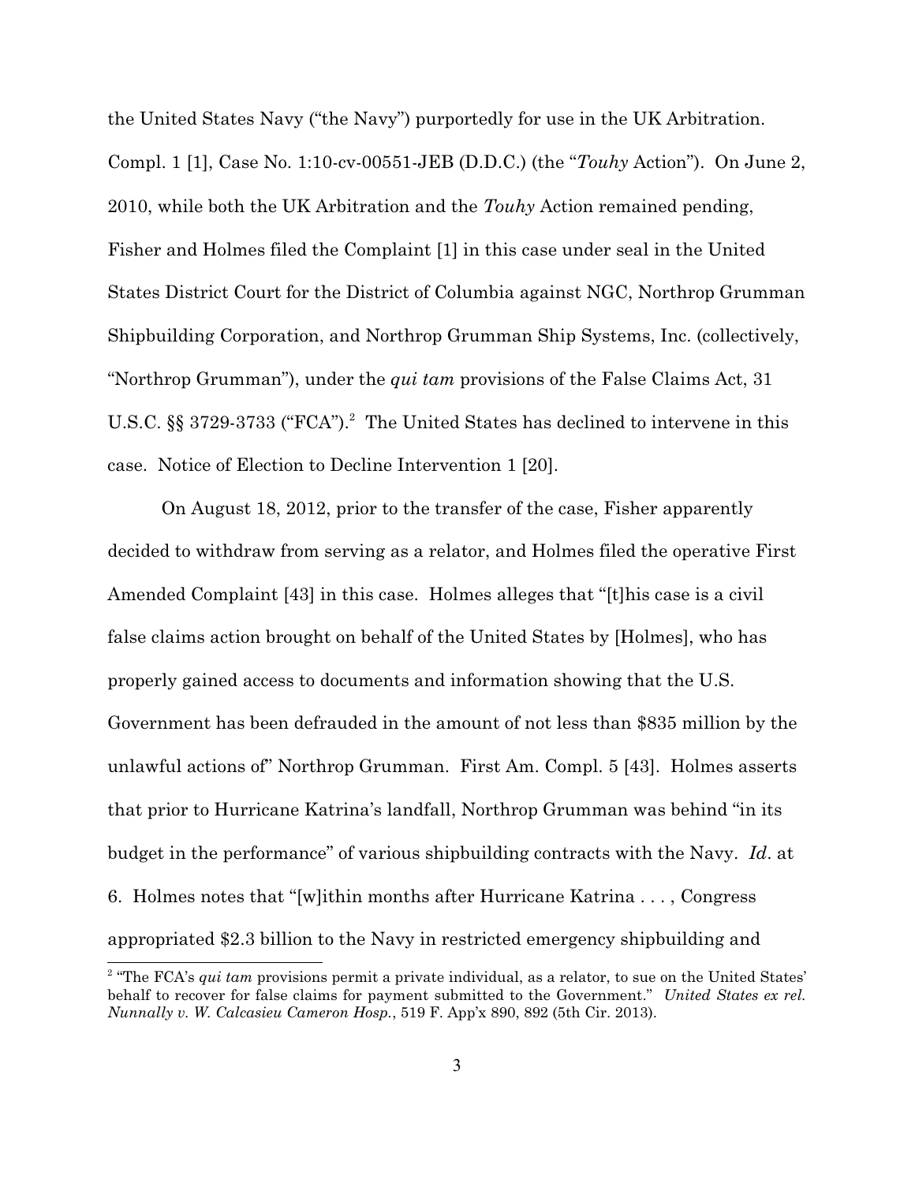the United States Navy ("the Navy") purportedly for use in the UK Arbitration. Compl. 1 [1], Case No. 1:10-cv-00551-JEB (D.D.C.) (the "*Touhy* Action"). On June 2, 2010, while both the UK Arbitration and the *Touhy* Action remained pending, Fisher and Holmes filed the Complaint [1] in this case under seal in the United States District Court for the District of Columbia against NGC, Northrop Grumman Shipbuilding Corporation, and Northrop Grumman Ship Systems, Inc. (collectively, "Northrop Grumman"), under the *qui tam* provisions of the False Claims Act, 31 U.S.C. §§ 3729-3733 ("FCA").[2] The United States has declined to intervene in this case. Notice of Election to Decline Intervention 1 [20].

On August 18, 2012, prior to the transfer of the case, Fisher apparently decided to withdraw from serving as a relator, and Holmes filed the operative First Amended Complaint [43] in this case. Holmes alleges that "[t]his case is a civil false claims action brought on behalf of the United States by [Holmes], who has properly gained access to documents and information showing that the U.S. Government has been defrauded in the amount of not less than $835 million by the unlawful actions of" Northrop Grumman. First Am. Compl. 5 [43]. Holmes asserts that prior to Hurricane Katrina's landfall, Northrop Grumman was behind "in its budget in the performance" of various shipbuilding contracts with the Navy. *Id*. at 6. Holmes notes that "[w]ithin months after Hurricane Katrina . . . , Congress appropriated $2.3 billion to the Navy in restricted emergency shipbuilding and

[2] "The FCA's *qui tam* provisions permit a private individual, as a relator, to sue on the United States' behalf to recover for false claims for payment submitted to the Government." *United States ex rel. Nunnally v. W. Calcasieu Cameron Hosp.*, 519 F. App'x 890, 892 (5th Cir. 2013).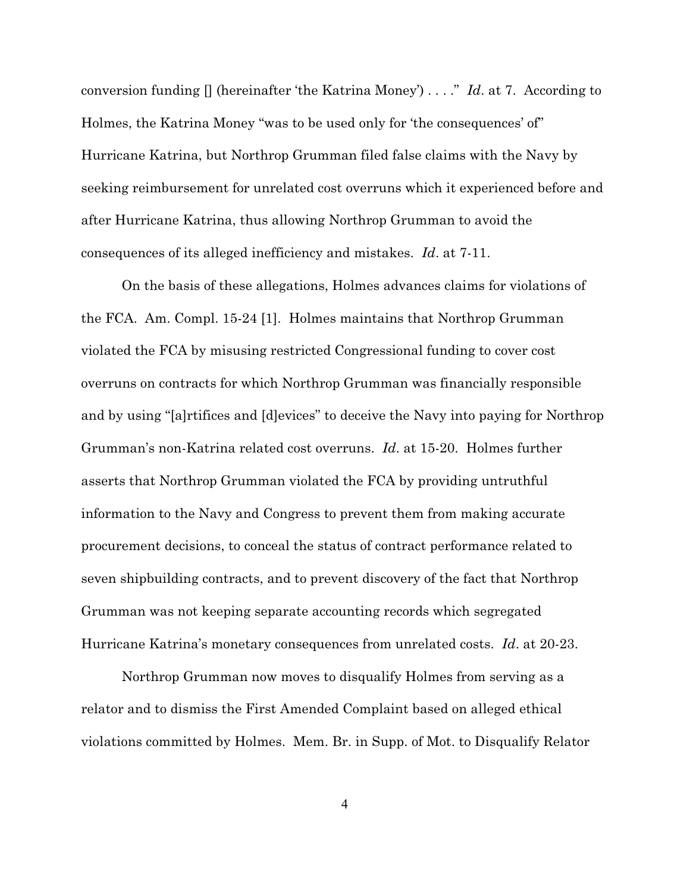conversion funding [] (hereinafter 'the Katrina Money') . . . ." *Id*. at 7. According to Holmes, the Katrina Money "was to be used only for 'the consequences' of" Hurricane Katrina, but Northrop Grumman filed false claims with the Navy by seeking reimbursement for unrelated cost overruns which it experienced before and after Hurricane Katrina, thus allowing Northrop Grumman to avoid the consequences of its alleged inefficiency and mistakes. *Id*. at 7-11.

On the basis of these allegations, Holmes advances claims for violations of the FCA. Am. Compl. 15-24 [1]. Holmes maintains that Northrop Grumman violated the FCA by misusing restricted Congressional funding to cover cost overruns on contracts for which Northrop Grumman was financially responsible and by using "[a]rtifices and [d]evices" to deceive the Navy into paying for Northrop Grumman's non-Katrina related cost overruns. *Id*. at 15-20. Holmes further asserts that Northrop Grumman violated the FCA by providing untruthful information to the Navy and Congress to prevent them from making accurate procurement decisions, to conceal the status of contract performance related to seven shipbuilding contracts, and to prevent discovery of the fact that Northrop Grumman was not keeping separate accounting records which segregated Hurricane Katrina's monetary consequences from unrelated costs. *Id*. at 20-23.

Northrop Grumman now moves to disqualify Holmes from serving as a relator and to dismiss the First Amended Complaint based on alleged ethical violations committed by Holmes. Mem. Br. in Supp. of Mot. to Disqualify Relator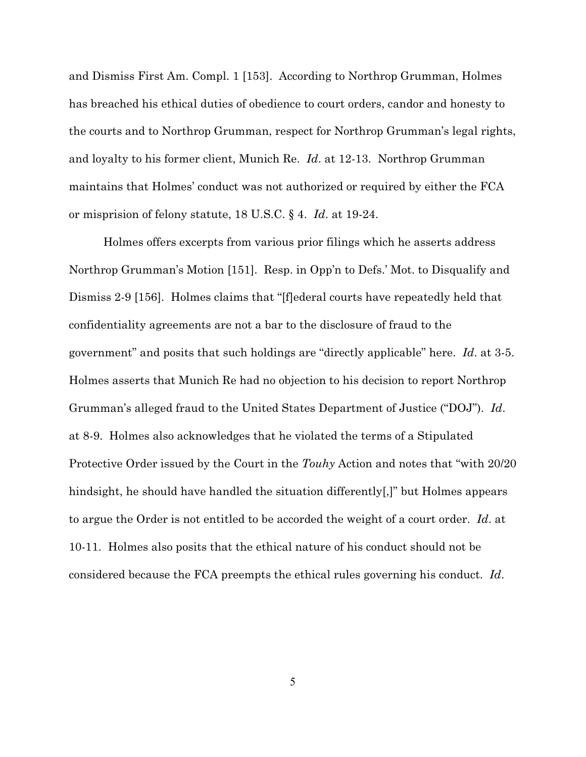and Dismiss First Am. Compl. 1 [153]. According to Northrop Grumman, Holmes has breached his ethical duties of obedience to court orders, candor and honesty to the courts and to Northrop Grumman, respect for Northrop Grumman's legal rights, and loyalty to his former client, Munich Re. *Id*. at 12-13. Northrop Grumman maintains that Holmes' conduct was not authorized or required by either the FCA or misprision of felony statute, 18 U.S.C. § 4. *Id*. at 19-24.

Holmes offers excerpts from various prior filings which he asserts address Northrop Grumman's Motion [151]. Resp. in Opp'n to Defs.' Mot. to Disqualify and Dismiss 2-9 [156]. Holmes claims that "[f]ederal courts have repeatedly held that confidentiality agreements are not a bar to the disclosure of fraud to the government" and posits that such holdings are "directly applicable" here. *Id*. at 3-5. Holmes asserts that Munich Re had no objection to his decision to report Northrop Grumman's alleged fraud to the United States Department of Justice ("DOJ"). *Id*. at 8-9. Holmes also acknowledges that he violated the terms of a Stipulated Protective Order issued by the Court in the *Touhy* Action and notes that "with 20/20 hindsight, he should have handled the situation differently[,]" but Holmes appears to argue the Order is not entitled to be accorded the weight of a court order. *Id*. at 10-11. Holmes also posits that the ethical nature of his conduct should not be considered because the FCA preempts the ethical rules governing his conduct. *Id*.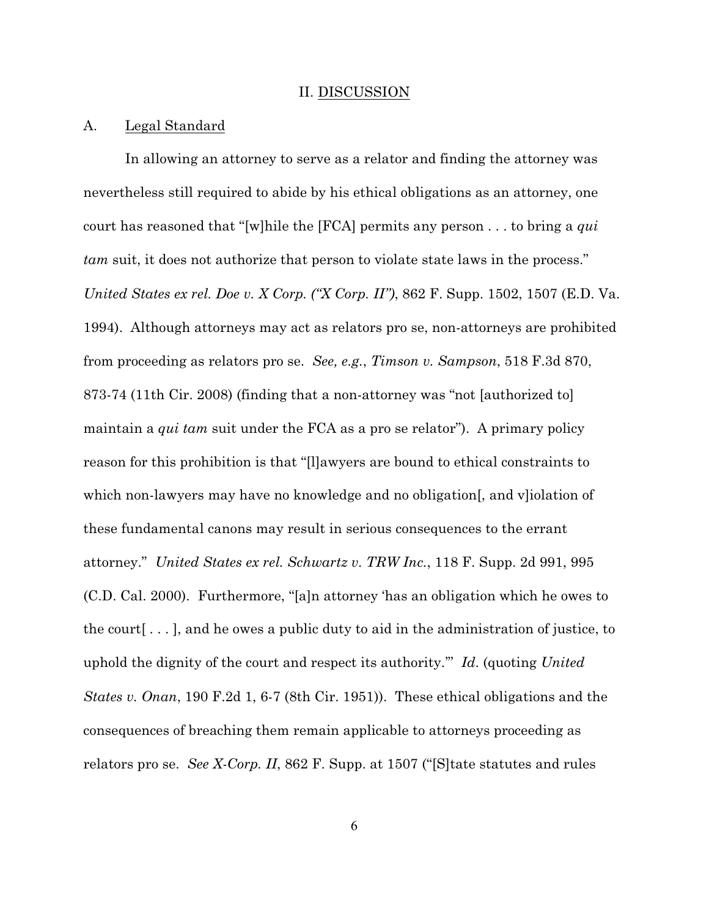## II. DISCUSSION

### A. Legal Standard

In allowing an attorney to serve as a relator and finding the attorney was nevertheless still required to abide by his ethical obligations as an attorney, one court has reasoned that "[w]hile the [FCA] permits any person . . . to bring a *qui tam* suit, it does not authorize that person to violate state laws in the process." *United States ex rel. Doe v. X Corp. ("X Corp. II")*, 862 F. Supp. 1502, 1507 (E.D. Va. 1994). Although attorneys may act as relators pro se, non-attorneys are prohibited from proceeding as relators pro se. *See, e.g.*, *Timson v. Sampson*, 518 F.3d 870, 873-74 (11th Cir. 2008) (finding that a non-attorney was "not [authorized to] maintain a *qui tam* suit under the FCA as a pro se relator"). A primary policy reason for this prohibition is that "[l]awyers are bound to ethical constraints to which non-lawyers may have no knowledge and no obligation[, and v]iolation of these fundamental canons may result in serious consequences to the errant attorney." *United States ex rel. Schwartz v. TRW Inc.*, 118 F. Supp. 2d 991, 995 (C.D. Cal. 2000). Furthermore, "[a]n attorney 'has an obligation which he owes to the court[ . . . ], and he owes a public duty to aid in the administration of justice, to uphold the dignity of the court and respect its authority.'" *Id*. (quoting *United States v. Onan*, 190 F.2d 1, 6-7 (8th Cir. 1951)). These ethical obligations and the consequences of breaching them remain applicable to attorneys proceeding as relators pro se. *See X-Corp. II*, 862 F. Supp. at 1507 ("[S]tate statutes and rules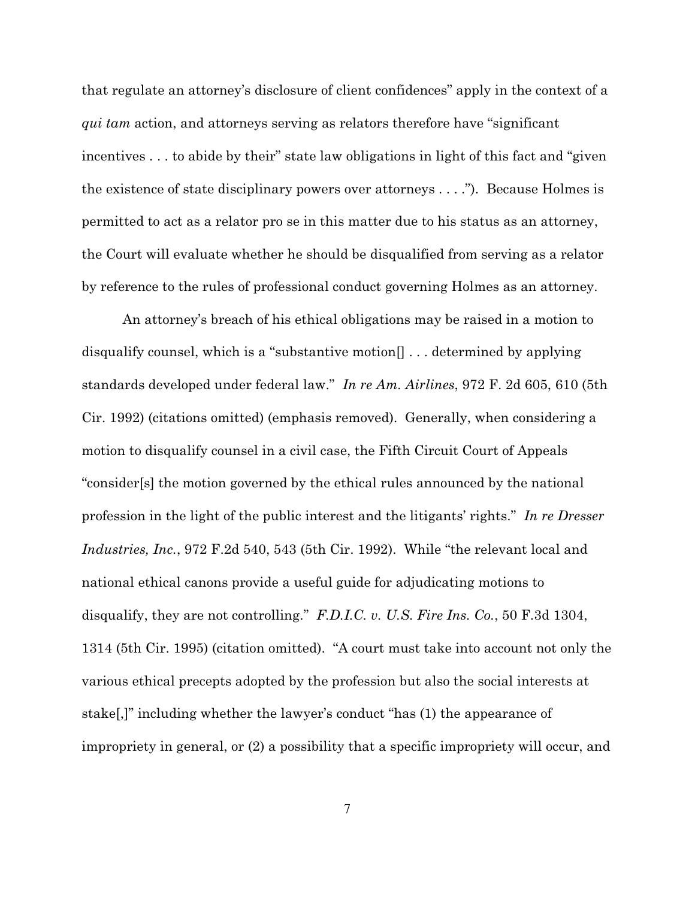that regulate an attorney's disclosure of client confidences" apply in the context of a *qui tam* action, and attorneys serving as relators therefore have "significant incentives . . . to abide by their" state law obligations in light of this fact and "given the existence of state disciplinary powers over attorneys . . . ."). Because Holmes is permitted to act as a relator pro se in this matter due to his status as an attorney, the Court will evaluate whether he should be disqualified from serving as a relator by reference to the rules of professional conduct governing Holmes as an attorney.

An attorney's breach of his ethical obligations may be raised in a motion to disqualify counsel, which is a "substantive motion[] . . . determined by applying standards developed under federal law." *In re Am. Airlines*, 972 F. 2d 605, 610 (5th Cir. 1992) (citations omitted) (emphasis removed). Generally, when considering a motion to disqualify counsel in a civil case, the Fifth Circuit Court of Appeals "consider[s] the motion governed by the ethical rules announced by the national profession in the light of the public interest and the litigants' rights." *In re Dresser Industries, Inc.*, 972 F.2d 540, 543 (5th Cir. 1992). While "the relevant local and national ethical canons provide a useful guide for adjudicating motions to disqualify, they are not controlling." *F.D.I.C. v. U.S. Fire Ins. Co.*, 50 F.3d 1304, 1314 (5th Cir. 1995) (citation omitted). "A court must take into account not only the various ethical precepts adopted by the profession but also the social interests at stake[,]" including whether the lawyer's conduct "has (1) the appearance of impropriety in general, or (2) a possibility that a specific impropriety will occur, and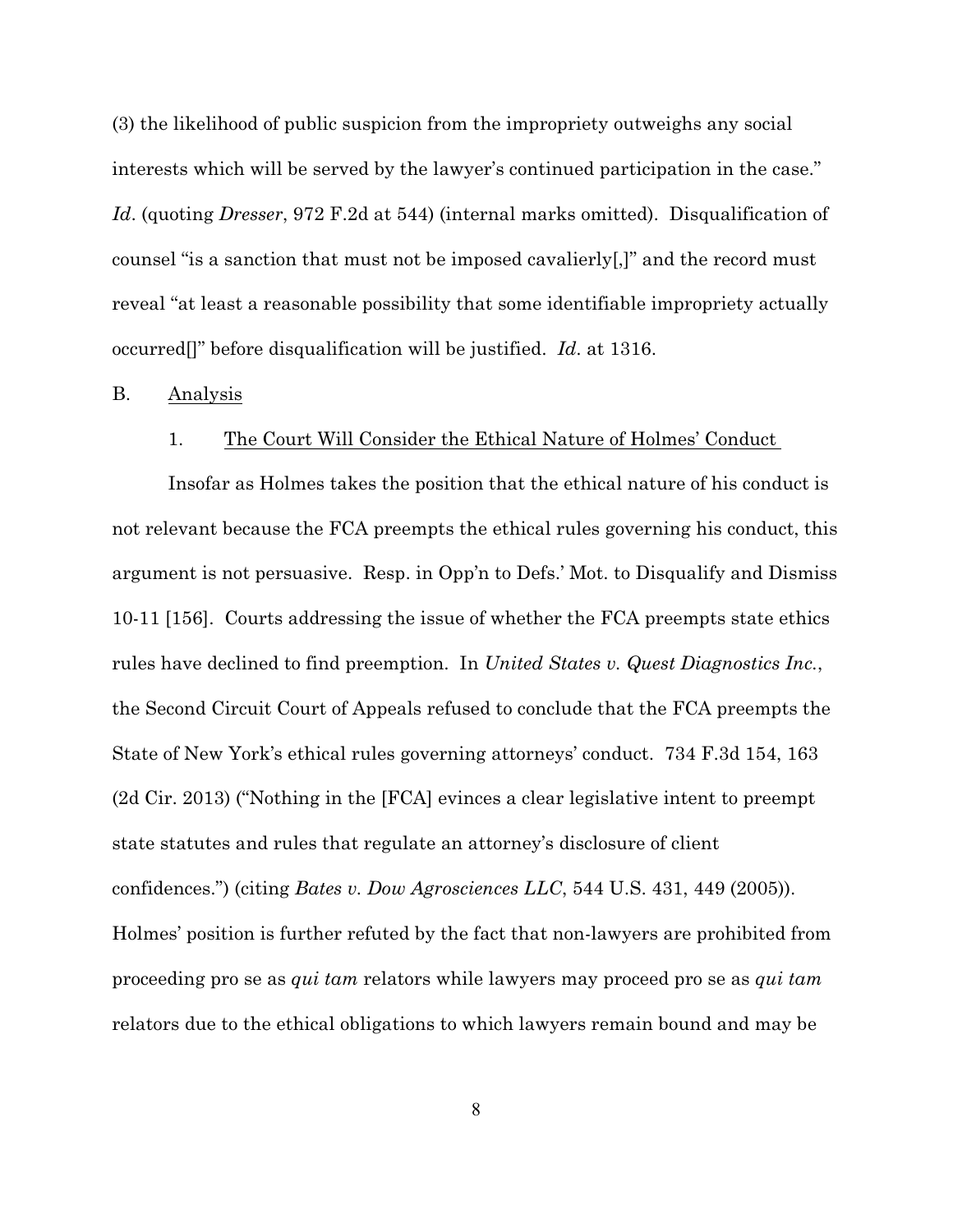(3) the likelihood of public suspicion from the impropriety outweighs any social interests which will be served by the lawyer's continued participation in the case." *Id*. (quoting *Dresser*, 972 F.2d at 544) (internal marks omitted). Disqualification of counsel "is a sanction that must not be imposed cavalierly[,]" and the record must reveal "at least a reasonable possibility that some identifiable impropriety actually occurred[]" before disqualification will be justified. *Id*. at 1316.

B. <u>Analysis</u>

1. <u>The Court Will Consider the Ethical Nature of Holmes' Conduct</u>

Insofar as Holmes takes the position that the ethical nature of his conduct is not relevant because the FCA preempts the ethical rules governing his conduct, this argument is not persuasive. Resp. in Opp'n to Defs.' Mot. to Disqualify and Dismiss 10-11 [156]. Courts addressing the issue of whether the FCA preempts state ethics rules have declined to find preemption. In *United States v. Quest Diagnostics Inc.*, the Second Circuit Court of Appeals refused to conclude that the FCA preempts the State of New York's ethical rules governing attorneys' conduct. 734 F.3d 154, 163 (2d Cir. 2013) ("Nothing in the [FCA] evinces a clear legislative intent to preempt state statutes and rules that regulate an attorney's disclosure of client confidences.") (citing *Bates v. Dow Agrosciences LLC*, 544 U.S. 431, 449 (2005)). Holmes' position is further refuted by the fact that non-lawyers are prohibited from proceeding pro se as *qui tam* relators while lawyers may proceed pro se as *qui tam* relators due to the ethical obligations to which lawyers remain bound and may be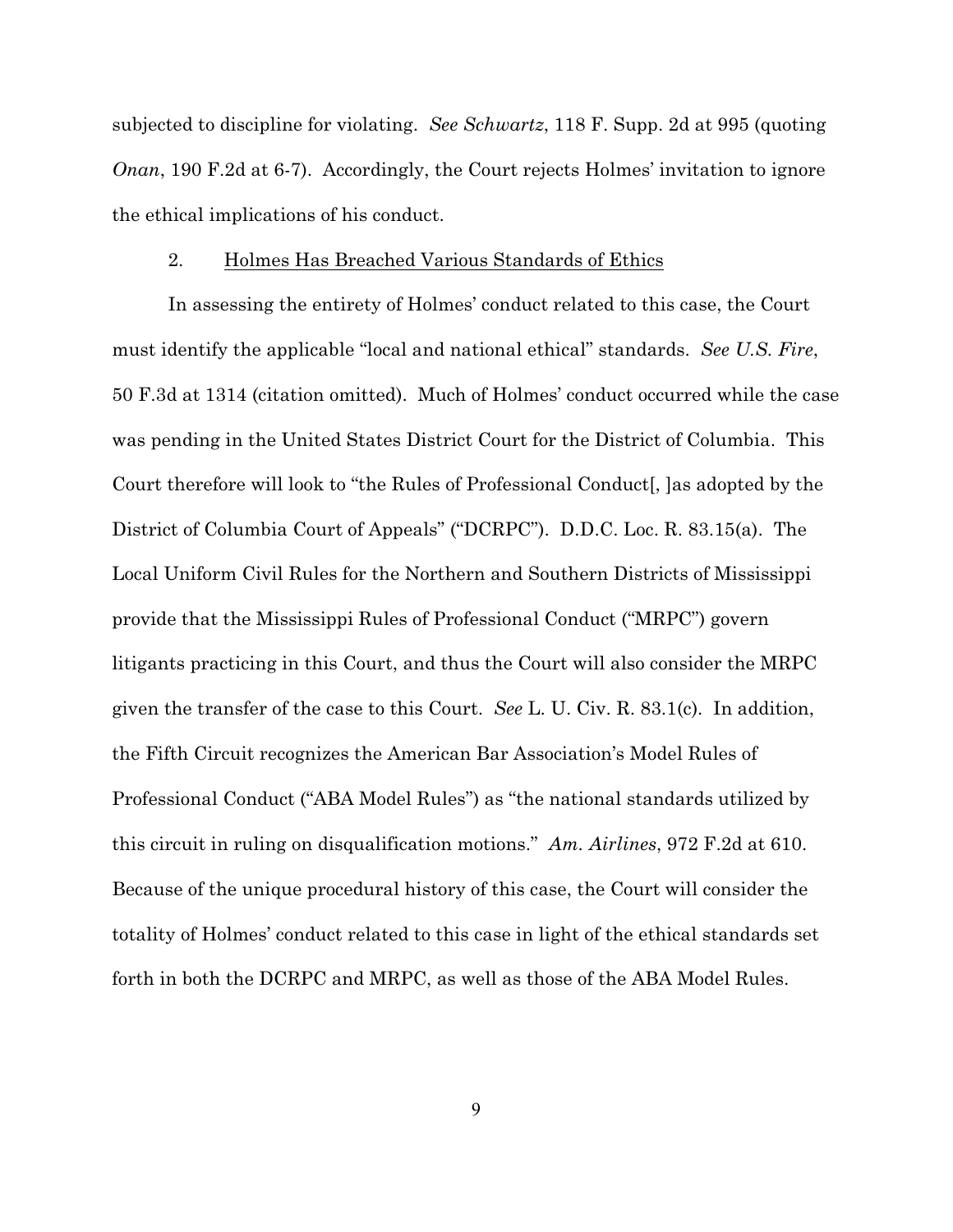subjected to discipline for violating. *See Schwartz*, 118 F. Supp. 2d at 995 (quoting *Onan*, 190 F.2d at 6-7). Accordingly, the Court rejects Holmes' invitation to ignore the ethical implications of his conduct.

### 2. <u>Holmes Has Breached Various Standards of Ethics</u>

In assessing the entirety of Holmes' conduct related to this case, the Court must identify the applicable "local and national ethical" standards. *See U.S. Fire*, 50 F.3d at 1314 (citation omitted). Much of Holmes' conduct occurred while the case was pending in the United States District Court for the District of Columbia. This Court therefore will look to "the Rules of Professional Conduct[, ]as adopted by the District of Columbia Court of Appeals" ("DCRPC"). D.D.C. Loc. R. 83.15(a). The Local Uniform Civil Rules for the Northern and Southern Districts of Mississippi provide that the Mississippi Rules of Professional Conduct ("MRPC") govern litigants practicing in this Court, and thus the Court will also consider the MRPC given the transfer of the case to this Court. *See* L. U. Civ. R. 83.1(c). In addition, the Fifth Circuit recognizes the American Bar Association's Model Rules of Professional Conduct ("ABA Model Rules") as "the national standards utilized by this circuit in ruling on disqualification motions." *Am. Airlines*, 972 F.2d at 610. Because of the unique procedural history of this case, the Court will consider the totality of Holmes' conduct related to this case in light of the ethical standards set forth in both the DCRPC and MRPC, as well as those of the ABA Model Rules.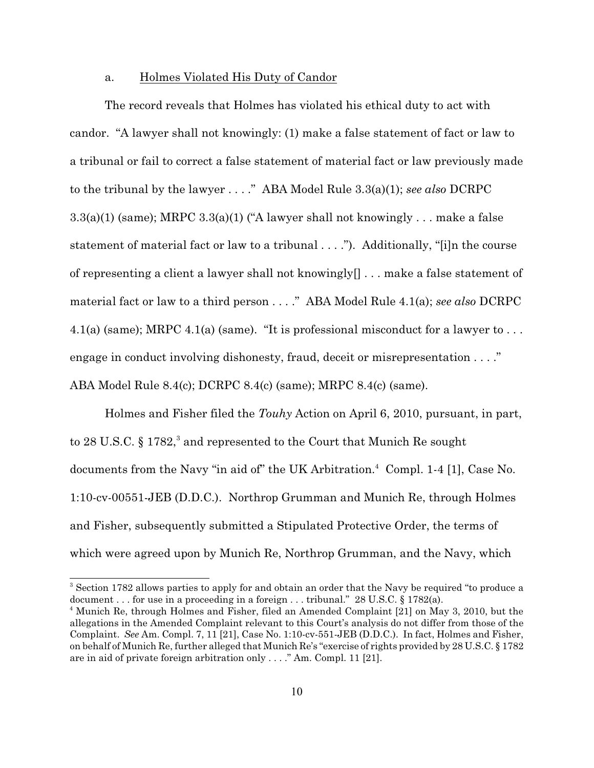a. Holmes Violated His Duty of Candor

The record reveals that Holmes has violated his ethical duty to act with candor. "A lawyer shall not knowingly: (1) make a false statement of fact or law to a tribunal or fail to correct a false statement of material fact or law previously made to the tribunal by the lawyer . . . ." ABA Model Rule 3.3(a)(1); *see also* DCRPC 3.3(a)(1) (same); MRPC 3.3(a)(1) ("A lawyer shall not knowingly . . . make a false statement of material fact or law to a tribunal . . . ."). Additionally, "[i]n the course of representing a client a lawyer shall not knowingly[] . . . make a false statement of material fact or law to a third person . . . ." ABA Model Rule 4.1(a); *see also* DCRPC 4.1(a) (same); MRPC 4.1(a) (same). "It is professional misconduct for a lawyer to . . . engage in conduct involving dishonesty, fraud, deceit or misrepresentation . . . ." ABA Model Rule 8.4(c); DCRPC 8.4(c) (same); MRPC 8.4(c) (same).

Holmes and Fisher filed the *Touhy* Action on April 6, 2010, pursuant, in part, to 28 U.S.C. § 1782,[3] and represented to the Court that Munich Re sought documents from the Navy "in aid of" the UK Arbitration.[4] Compl. 1-4 [1], Case No. 1:10-cv-00551-JEB (D.D.C.). Northrop Grumman and Munich Re, through Holmes and Fisher, subsequently submitted a Stipulated Protective Order, the terms of which were agreed upon by Munich Re, Northrop Grumman, and the Navy, which

---

[3] Section 1782 allows parties to apply for and obtain an order that the Navy be required "to produce a document . . . for use in a proceeding in a foreign . . . tribunal." 28 U.S.C. § 1782(a).

[4] Munich Re, through Holmes and Fisher, filed an Amended Complaint [21] on May 3, 2010, but the allegations in the Amended Complaint relevant to this Court's analysis do not differ from those of the Complaint. *See* Am. Compl. 7, 11 [21], Case No. 1:10-cv-551-JEB (D.D.C.). In fact, Holmes and Fisher, on behalf of Munich Re, further alleged that Munich Re's "exercise of rights provided by 28 U.S.C. § 1782 are in aid of private foreign arbitration only . . . ." Am. Compl. 11 [21].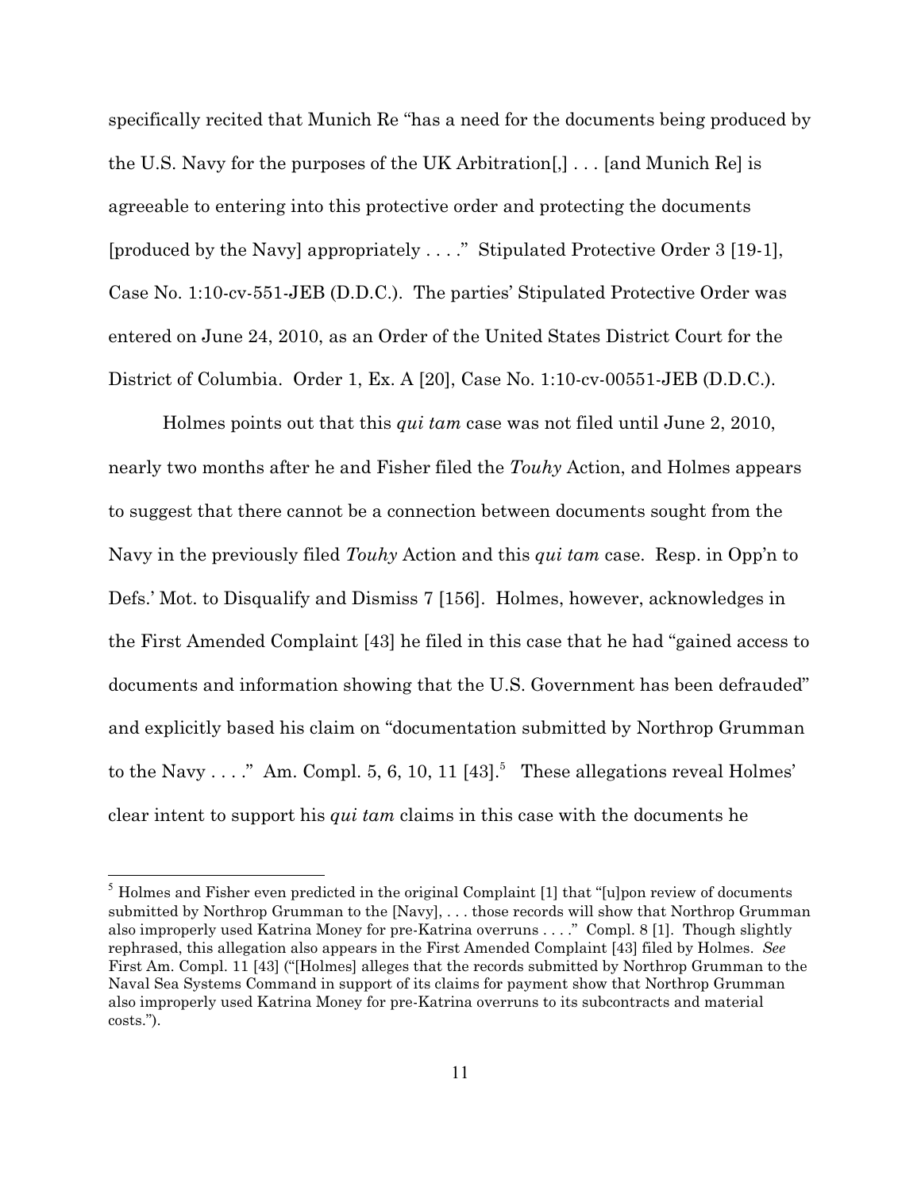specifically recited that Munich Re "has a need for the documents being produced by the U.S. Navy for the purposes of the UK Arbitration[,] . . . [and Munich Re] is agreeable to entering into this protective order and protecting the documents [produced by the Navy] appropriately . . . ." Stipulated Protective Order 3 [19-1], Case No. 1:10-cv-551-JEB (D.D.C.). The parties' Stipulated Protective Order was entered on June 24, 2010, as an Order of the United States District Court for the District of Columbia. Order 1, Ex. A [20], Case No. 1:10-cv-00551-JEB (D.D.C.).

Holmes points out that this *qui tam* case was not filed until June 2, 2010, nearly two months after he and Fisher filed the *Touhy* Action, and Holmes appears to suggest that there cannot be a connection between documents sought from the Navy in the previously filed *Touhy* Action and this *qui tam* case. Resp. in Opp'n to Defs.' Mot. to Disqualify and Dismiss 7 [156]. Holmes, however, acknowledges in the First Amended Complaint [43] he filed in this case that he had "gained access to documents and information showing that the U.S. Government has been defrauded" and explicitly based his claim on "documentation submitted by Northrop Grumman to the Navy . . . ." Am. Compl. 5, 6, 10, 11 [43].[5] These allegations reveal Holmes' clear intent to support his *qui tam* claims in this case with the documents he

---

[5] Holmes and Fisher even predicted in the original Complaint [1] that "[u]pon review of documents submitted by Northrop Grumman to the [Navy], . . . those records will show that Northrop Grumman also improperly used Katrina Money for pre-Katrina overruns . . . ." Compl. 8 [1]. Though slightly rephrased, this allegation also appears in the First Amended Complaint [43] filed by Holmes. *See* First Am. Compl. 11 [43] ("[Holmes] alleges that the records submitted by Northrop Grumman to the Naval Sea Systems Command in support of its claims for payment show that Northrop Grumman also improperly used Katrina Money for pre-Katrina overruns to its subcontracts and material costs.").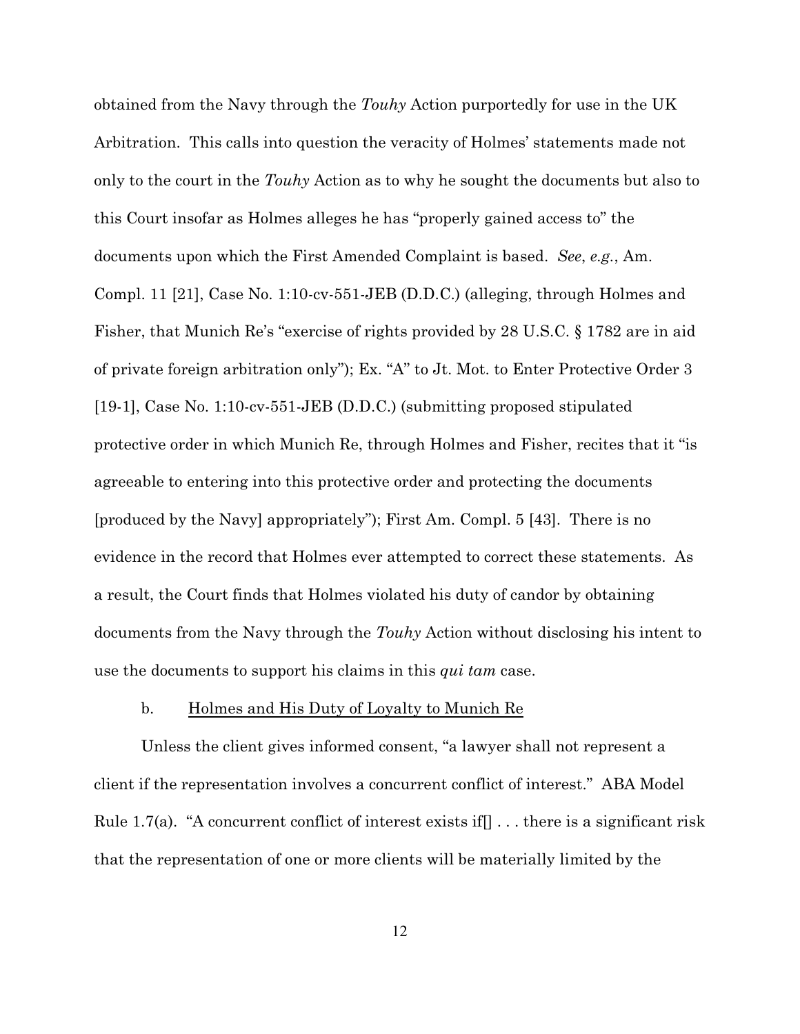obtained from the Navy through the *Touhy* Action purportedly for use in the UK Arbitration. This calls into question the veracity of Holmes' statements made not only to the court in the *Touhy* Action as to why he sought the documents but also to this Court insofar as Holmes alleges he has "properly gained access to" the documents upon which the First Amended Complaint is based. *See*, *e.g.*, Am. Compl. 11 [21], Case No. 1:10-cv-551-JEB (D.D.C.) (alleging, through Holmes and Fisher, that Munich Re's "exercise of rights provided by 28 U.S.C. § 1782 are in aid of private foreign arbitration only"); Ex. "A" to Jt. Mot. to Enter Protective Order 3 [19-1], Case No. 1:10-cv-551-JEB (D.D.C.) (submitting proposed stipulated protective order in which Munich Re, through Holmes and Fisher, recites that it "is agreeable to entering into this protective order and protecting the documents [produced by the Navy] appropriately"); First Am. Compl. 5 [43]. There is no evidence in the record that Holmes ever attempted to correct these statements. As a result, the Court finds that Holmes violated his duty of candor by obtaining documents from the Navy through the *Touhy* Action without disclosing his intent to use the documents to support his claims in this *qui tam* case.

b. Holmes and His Duty of Loyalty to Munich Re

Unless the client gives informed consent, "a lawyer shall not represent a client if the representation involves a concurrent conflict of interest." ABA Model Rule 1.7(a). "A concurrent conflict of interest exists if[] . . . there is a significant risk that the representation of one or more clients will be materially limited by the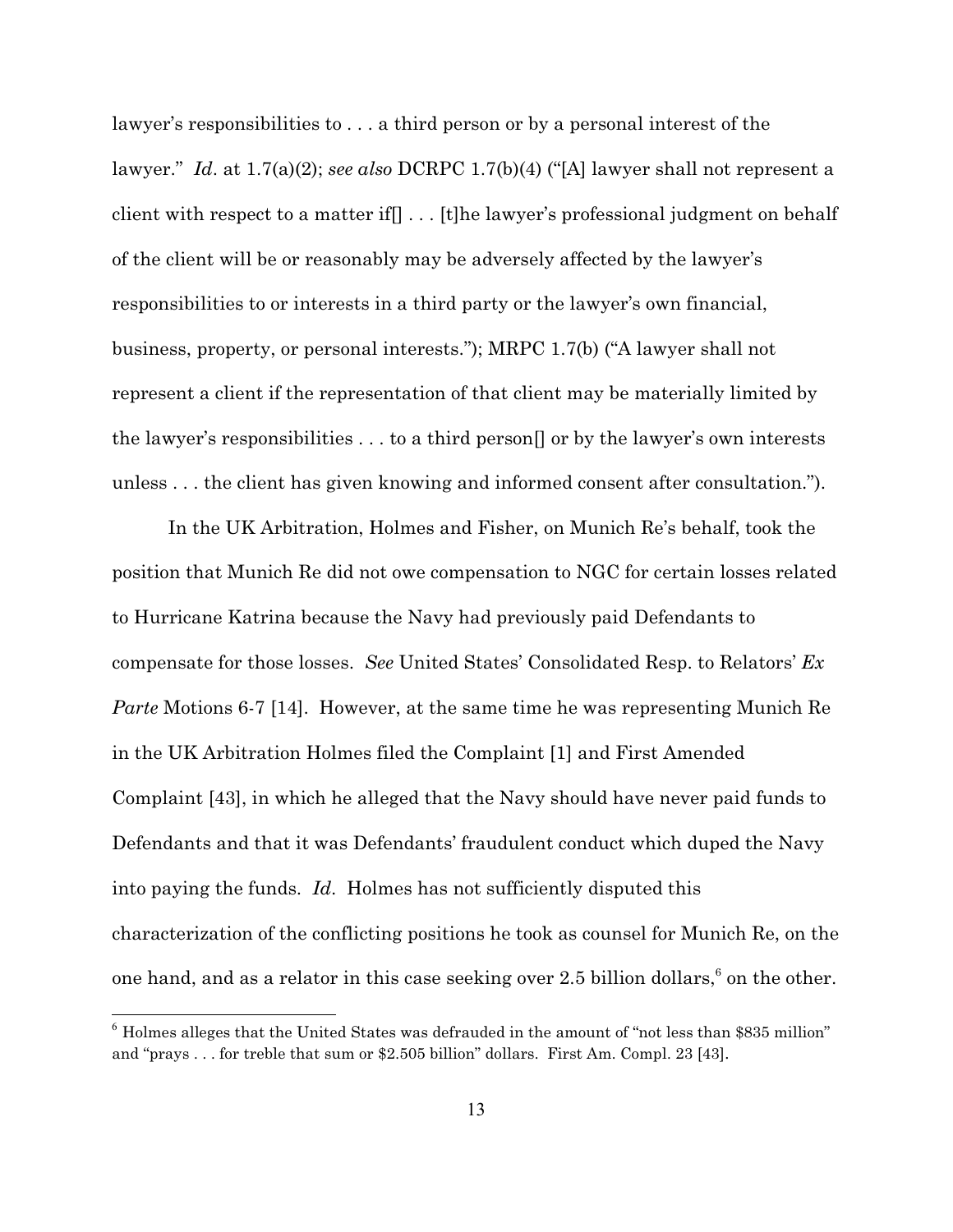lawyer's responsibilities to . . . a third person or by a personal interest of the lawyer." *Id*. at 1.7(a)(2); *see also* DCRPC 1.7(b)(4) ("[A] lawyer shall not represent a client with respect to a matter if[] . . . [t]he lawyer's professional judgment on behalf of the client will be or reasonably may be adversely affected by the lawyer's responsibilities to or interests in a third party or the lawyer's own financial, business, property, or personal interests."); MRPC 1.7(b) ("A lawyer shall not represent a client if the representation of that client may be materially limited by the lawyer's responsibilities . . . to a third person[] or by the lawyer's own interests unless . . . the client has given knowing and informed consent after consultation.").

In the UK Arbitration, Holmes and Fisher, on Munich Re's behalf, took the position that Munich Re did not owe compensation to NGC for certain losses related to Hurricane Katrina because the Navy had previously paid Defendants to compensate for those losses. *See* United States' Consolidated Resp. to Relators' *Ex Parte* Motions 6-7 [14]. However, at the same time he was representing Munich Re in the UK Arbitration Holmes filed the Complaint [1] and First Amended Complaint [43], in which he alleged that the Navy should have never paid funds to Defendants and that it was Defendants' fraudulent conduct which duped the Navy into paying the funds. *Id*. Holmes has not sufficiently disputed this characterization of the conflicting positions he took as counsel for Munich Re, on the one hand, and as a relator in this case seeking over 2.5 billion dollars,[6] on the other.

[6] Holmes alleges that the United States was defrauded in the amount of "not less than \$835 million" and "prays . . . for treble that sum or \$2.505 billion" dollars. First Am. Compl. 23 [43].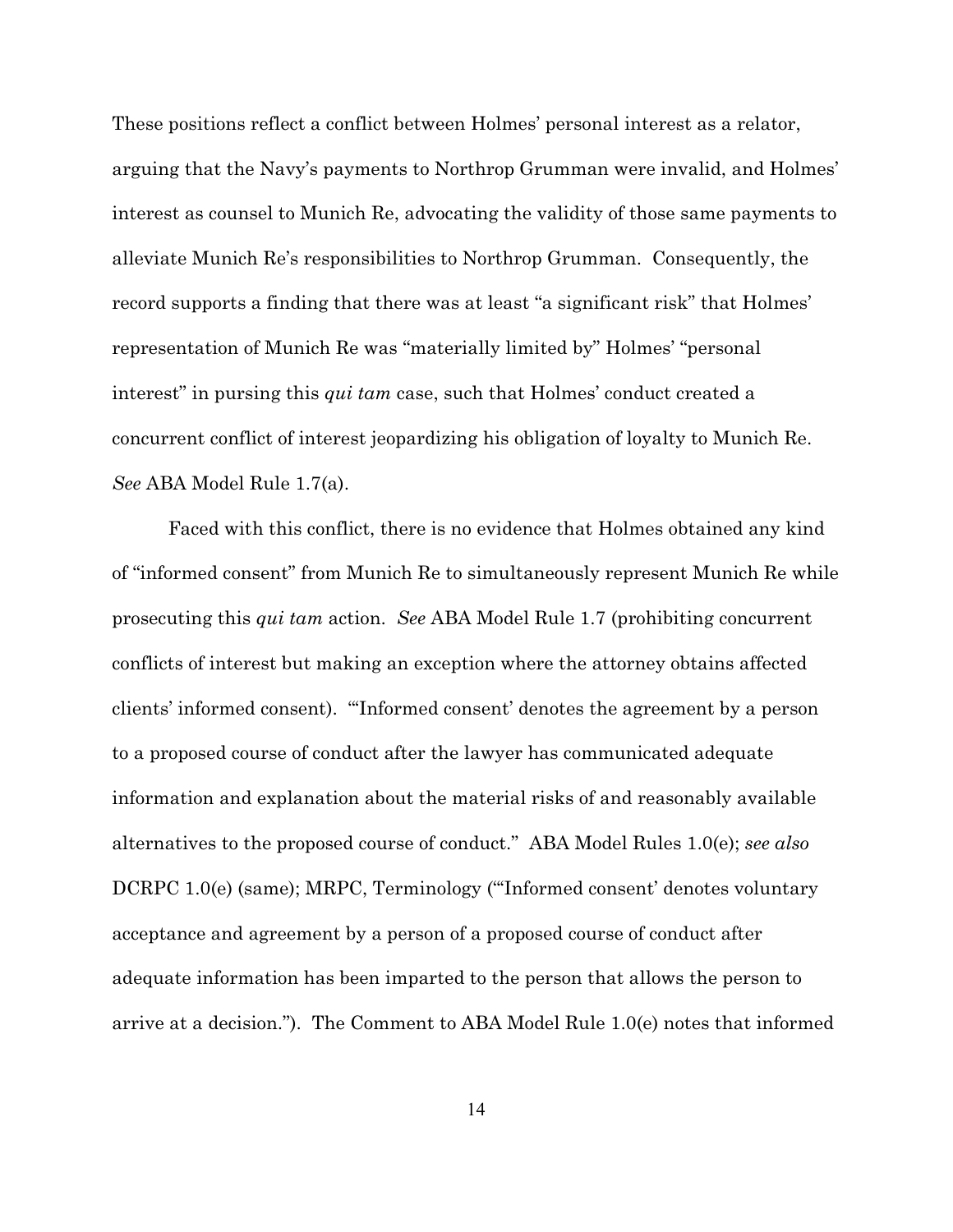These positions reflect a conflict between Holmes' personal interest as a relator, arguing that the Navy's payments to Northrop Grumman were invalid, and Holmes' interest as counsel to Munich Re, advocating the validity of those same payments to alleviate Munich Re's responsibilities to Northrop Grumman. Consequently, the record supports a finding that there was at least "a significant risk" that Holmes' representation of Munich Re was "materially limited by" Holmes' "personal interest" in pursing this *qui tam* case, such that Holmes' conduct created a concurrent conflict of interest jeopardizing his obligation of loyalty to Munich Re. *See* ABA Model Rule 1.7(a).

Faced with this conflict, there is no evidence that Holmes obtained any kind of "informed consent" from Munich Re to simultaneously represent Munich Re while prosecuting this *qui tam* action. *See* ABA Model Rule 1.7 (prohibiting concurrent conflicts of interest but making an exception where the attorney obtains affected clients' informed consent). "'Informed consent' denotes the agreement by a person to a proposed course of conduct after the lawyer has communicated adequate information and explanation about the material risks of and reasonably available alternatives to the proposed course of conduct." ABA Model Rules 1.0(e); *see also* DCRPC 1.0(e) (same); MRPC, Terminology ("'Informed consent' denotes voluntary acceptance and agreement by a person of a proposed course of conduct after adequate information has been imparted to the person that allows the person to arrive at a decision."). The Comment to ABA Model Rule 1.0(e) notes that informed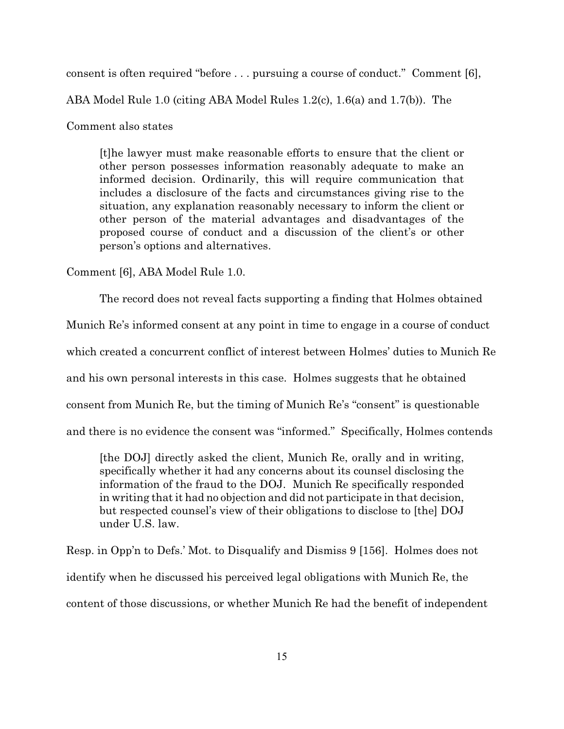consent is often required "before . . . pursuing a course of conduct." Comment [6], ABA Model Rule 1.0 (citing ABA Model Rules 1.2(c), 1.6(a) and 1.7(b)). The Comment also states

> [t]he lawyer must make reasonable efforts to ensure that the client or other person possesses information reasonably adequate to make an informed decision. Ordinarily, this will require communication that includes a disclosure of the facts and circumstances giving rise to the situation, any explanation reasonably necessary to inform the client or other person of the material advantages and disadvantages of the proposed course of conduct and a discussion of the client's or other person's options and alternatives.

Comment [6], ABA Model Rule 1.0.

The record does not reveal facts supporting a finding that Holmes obtained Munich Re's informed consent at any point in time to engage in a course of conduct which created a concurrent conflict of interest between Holmes' duties to Munich Re and his own personal interests in this case. Holmes suggests that he obtained consent from Munich Re, but the timing of Munich Re's "consent" is questionable and there is no evidence the consent was "informed." Specifically, Holmes contends

> [the DOJ] directly asked the client, Munich Re, orally and in writing, specifically whether it had any concerns about its counsel disclosing the information of the fraud to the DOJ. Munich Re specifically responded in writing that it had no objection and did not participate in that decision, but respected counsel's view of their obligations to disclose to [the] DOJ under U.S. law.

Resp. in Opp'n to Defs.' Mot. to Disqualify and Dismiss 9 [156]. Holmes does not identify when he discussed his perceived legal obligations with Munich Re, the content of those discussions, or whether Munich Re had the benefit of independent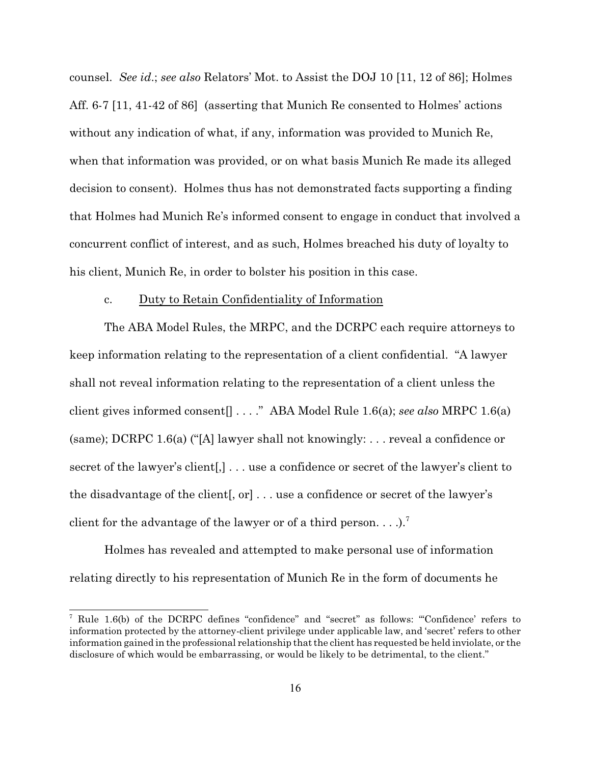counsel. *See id.*; *see also* Relators' Mot. to Assist the DOJ 10 [11, 12 of 86]; Holmes Aff. 6-7 [11, 41-42 of 86] (asserting that Munich Re consented to Holmes' actions without any indication of what, if any, information was provided to Munich Re, when that information was provided, or on what basis Munich Re made its alleged decision to consent). Holmes thus has not demonstrated facts supporting a finding that Holmes had Munich Re's informed consent to engage in conduct that involved a concurrent conflict of interest, and as such, Holmes breached his duty of loyalty to his client, Munich Re, in order to bolster his position in this case.

c. Duty to Retain Confidentiality of Information

The ABA Model Rules, the MRPC, and the DCRPC each require attorneys to keep information relating to the representation of a client confidential. "A lawyer shall not reveal information relating to the representation of a client unless the client gives informed consent[] . . . ." ABA Model Rule 1.6(a); *see also* MRPC 1.6(a) (same); DCRPC 1.6(a) ("[A] lawyer shall not knowingly: . . . reveal a confidence or secret of the lawyer's client[,] . . . use a confidence or secret of the lawyer's client to the disadvantage of the client[, or] . . . use a confidence or secret of the lawyer's client for the advantage of the lawyer or of a third person. . . .).[7]

Holmes has revealed and attempted to make personal use of information relating directly to his representation of Munich Re in the form of documents he

[7] Rule 1.6(b) of the DCRPC defines "confidence" and "secret" as follows: "'Confidence' refers to information protected by the attorney-client privilege under applicable law, and 'secret' refers to other information gained in the professional relationship that the client has requested be held inviolate, or the disclosure of which would be embarrassing, or would be likely to be detrimental, to the client."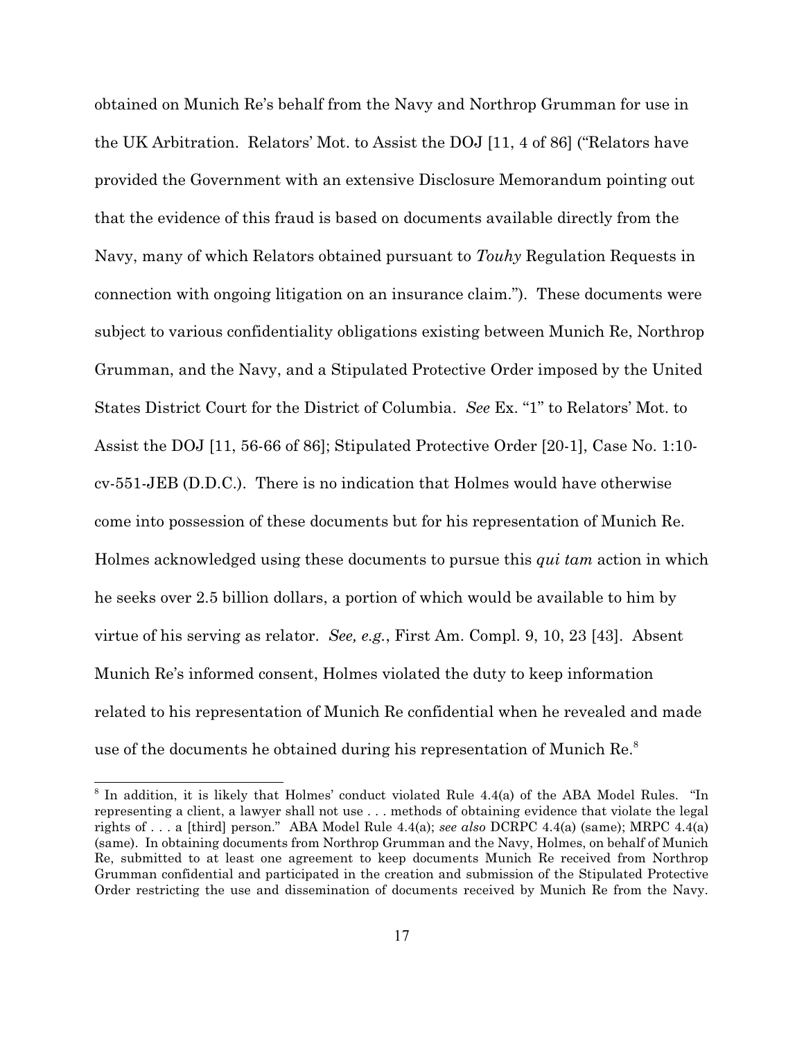obtained on Munich Re's behalf from the Navy and Northrop Grumman for use in the UK Arbitration. Relators' Mot. to Assist the DOJ [11, 4 of 86] ("Relators have provided the Government with an extensive Disclosure Memorandum pointing out that the evidence of this fraud is based on documents available directly from the Navy, many of which Relators obtained pursuant to *Touhy* Regulation Requests in connection with ongoing litigation on an insurance claim."). These documents were subject to various confidentiality obligations existing between Munich Re, Northrop Grumman, and the Navy, and a Stipulated Protective Order imposed by the United States District Court for the District of Columbia. *See* Ex. "1" to Relators' Mot. to Assist the DOJ [11, 56-66 of 86]; Stipulated Protective Order [20-1], Case No. 1:10-cv-551-JEB (D.D.C.). There is no indication that Holmes would have otherwise come into possession of these documents but for his representation of Munich Re. Holmes acknowledged using these documents to pursue this *qui tam* action in which he seeks over 2.5 billion dollars, a portion of which would be available to him by virtue of his serving as relator. *See, e.g.*, First Am. Compl. 9, 10, 23 [43]. Absent Munich Re's informed consent, Holmes violated the duty to keep information related to his representation of Munich Re confidential when he revealed and made use of the documents he obtained during his representation of Munich Re.[8]

---

[8] In addition, it is likely that Holmes' conduct violated Rule 4.4(a) of the ABA Model Rules. "In representing a client, a lawyer shall not use . . . methods of obtaining evidence that violate the legal rights of . . . a [third] person." ABA Model Rule 4.4(a); *see also* DCRPC 4.4(a) (same); MRPC 4.4(a) (same). In obtaining documents from Northrop Grumman and the Navy, Holmes, on behalf of Munich Re, submitted to at least one agreement to keep documents Munich Re received from Northrop Grumman confidential and participated in the creation and submission of the Stipulated Protective Order restricting the use and dissemination of documents received by Munich Re from the Navy.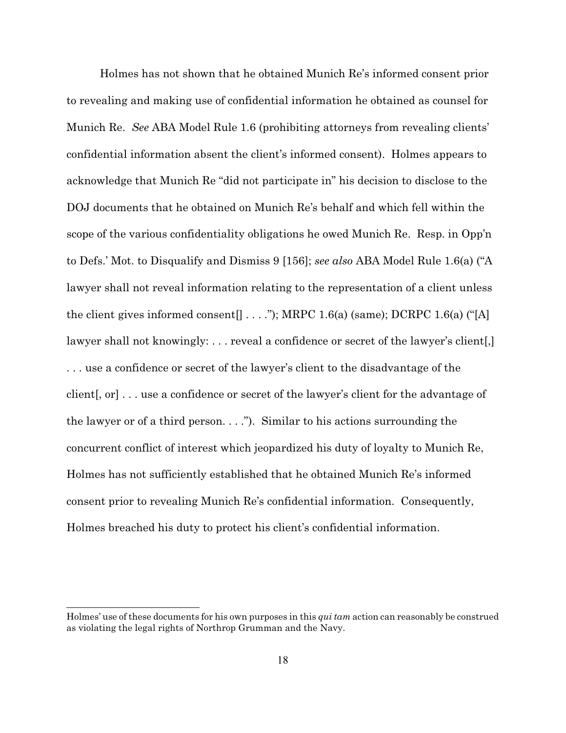Holmes has not shown that he obtained Munich Re's informed consent prior to revealing and making use of confidential information he obtained as counsel for Munich Re. *See* ABA Model Rule 1.6 (prohibiting attorneys from revealing clients' confidential information absent the client's informed consent). Holmes appears to acknowledge that Munich Re "did not participate in" his decision to disclose to the DOJ documents that he obtained on Munich Re's behalf and which fell within the scope of the various confidentiality obligations he owed Munich Re. Resp. in Opp'n to Defs.' Mot. to Disqualify and Dismiss 9 [156]; *see also* ABA Model Rule 1.6(a) ("A lawyer shall not reveal information relating to the representation of a client unless the client gives informed consent[] . . . ."); MRPC 1.6(a) (same); DCRPC 1.6(a) ("[A] lawyer shall not knowingly: . . . reveal a confidence or secret of the lawyer's client[,] . . . use a confidence or secret of the lawyer's client to the disadvantage of the client[, or] . . . use a confidence or secret of the lawyer's client for the advantage of the lawyer or of a third person. . . ."). Similar to his actions surrounding the concurrent conflict of interest which jeopardized his duty of loyalty to Munich Re, Holmes has not sufficiently established that he obtained Munich Re's informed consent prior to revealing Munich Re's confidential information. Consequently, Holmes breached his duty to protect his client's confidential information.

---

Holmes' use of these documents for his own purposes in this *qui tam* action can reasonably be construed as violating the legal rights of Northrop Grumman and the Navy.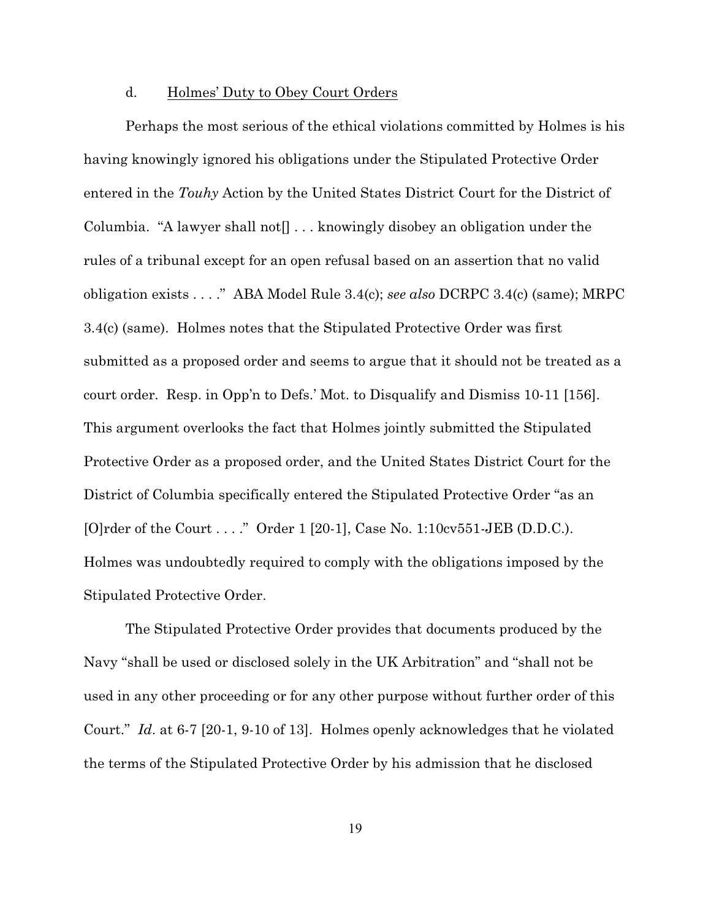d. <u>Holmes' Duty to Obey Court Orders</u>

Perhaps the most serious of the ethical violations committed by Holmes is his having knowingly ignored his obligations under the Stipulated Protective Order entered in the *Touhy* Action by the United States District Court for the District of Columbia. "A lawyer shall not[] . . . knowingly disobey an obligation under the rules of a tribunal except for an open refusal based on an assertion that no valid obligation exists . . . ." ABA Model Rule 3.4(c); *see also* DCRPC 3.4(c) (same); MRPC 3.4(c) (same). Holmes notes that the Stipulated Protective Order was first submitted as a proposed order and seems to argue that it should not be treated as a court order. Resp. in Opp'n to Defs.' Mot. to Disqualify and Dismiss 10-11 [156]. This argument overlooks the fact that Holmes jointly submitted the Stipulated Protective Order as a proposed order, and the United States District Court for the District of Columbia specifically entered the Stipulated Protective Order "as an [O]rder of the Court . . . ." Order 1 [20-1], Case No. 1:10cv551-JEB (D.D.C.). Holmes was undoubtedly required to comply with the obligations imposed by the Stipulated Protective Order.

The Stipulated Protective Order provides that documents produced by the Navy "shall be used or disclosed solely in the UK Arbitration" and "shall not be used in any other proceeding or for any other purpose without further order of this Court." *Id*. at 6-7 [20-1, 9-10 of 13]. Holmes openly acknowledges that he violated the terms of the Stipulated Protective Order by his admission that he disclosed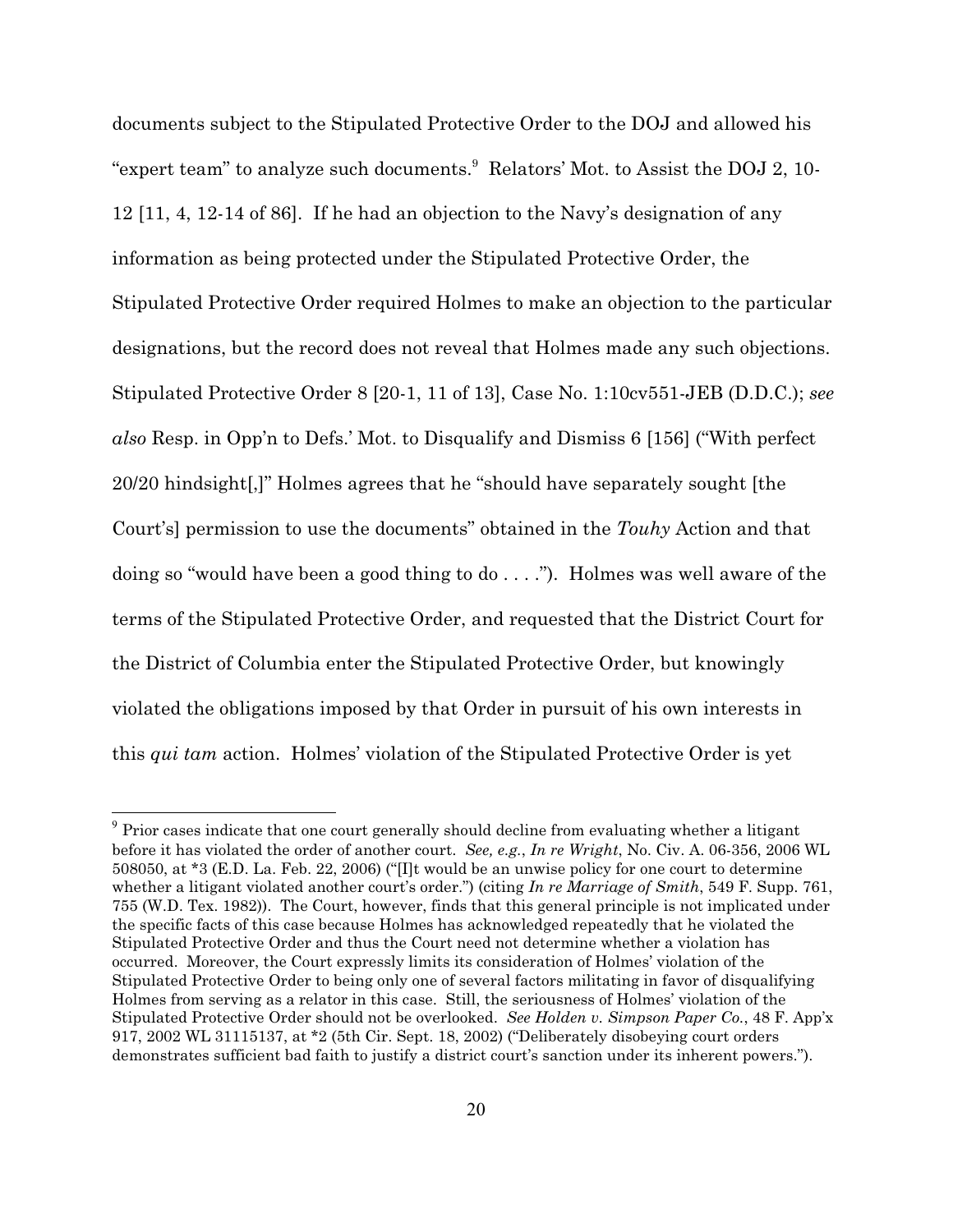documents subject to the Stipulated Protective Order to the DOJ and allowed his "expert team" to analyze such documents.[9] Relators' Mot. to Assist the DOJ 2, 10-12 [11, 4, 12-14 of 86]. If he had an objection to the Navy's designation of any information as being protected under the Stipulated Protective Order, the Stipulated Protective Order required Holmes to make an objection to the particular designations, but the record does not reveal that Holmes made any such objections. Stipulated Protective Order 8 [20-1, 11 of 13], Case No. 1:10cv551-JEB (D.D.C.); *see also* Resp. in Opp'n to Defs.' Mot. to Disqualify and Dismiss 6 [156] ("With perfect 20/20 hindsight[,]" Holmes agrees that he "should have separately sought [the Court's] permission to use the documents" obtained in the *Touhy* Action and that doing so "would have been a good thing to do . . . ."). Holmes was well aware of the terms of the Stipulated Protective Order, and requested that the District Court for the District of Columbia enter the Stipulated Protective Order, but knowingly violated the obligations imposed by that Order in pursuit of his own interests in this *qui tam* action. Holmes' violation of the Stipulated Protective Order is yet

[9] Prior cases indicate that one court generally should decline from evaluating whether a litigant before it has violated the order of another court. *See, e.g.*, *In re Wright*, No. Civ. A. 06-356, 2006 WL 508050, at *3 (E.D. La. Feb. 22, 2006) ("[I]t would be an unwise policy for one court to determine whether a litigant violated another court's order.") (citing *In re Marriage of Smith*, 549 F. Supp. 761, 755 (W.D. Tex. 1982)). The Court, however, finds that this general principle is not implicated under the specific facts of this case because Holmes has acknowledged repeatedly that he violated the Stipulated Protective Order and thus the Court need not determine whether a violation has occurred. Moreover, the Court expressly limits its consideration of Holmes' violation of the Stipulated Protective Order to being only one of several factors militating in favor of disqualifying Holmes from serving as a relator in this case. Still, the seriousness of Holmes' violation of the Stipulated Protective Order should not be overlooked. *See Holden v. Simpson Paper Co.*, 48 F. App'x 917, 2002 WL 31115137, at *2 (5th Cir. Sept. 18, 2002) ("Deliberately disobeying court orders demonstrates sufficient bad faith to justify a district court's sanction under its inherent powers.").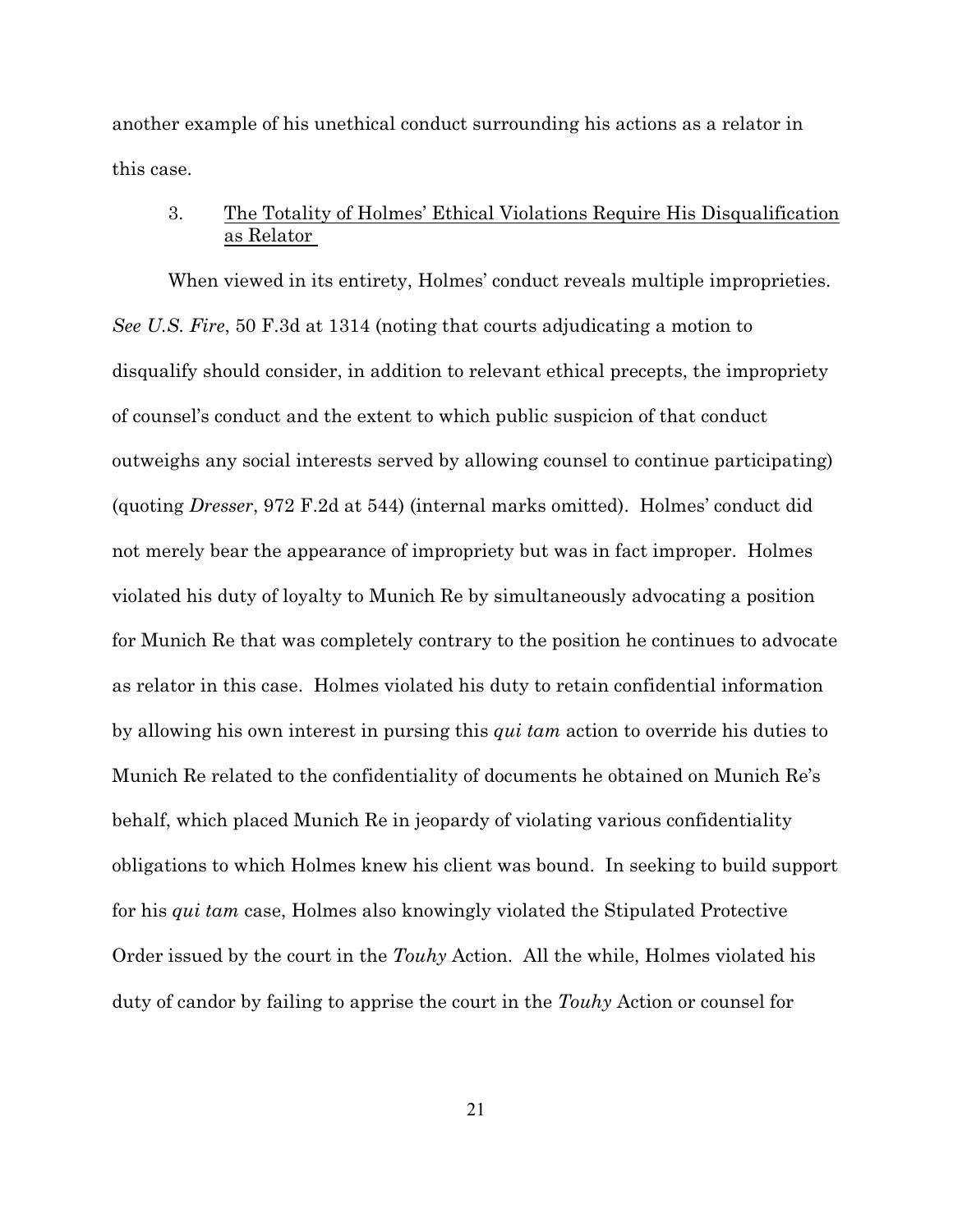another example of his unethical conduct surrounding his actions as a relator in this case.

3. <u>The Totality of Holmes' Ethical Violations Require His Disqualification as Relator</u>

When viewed in its entirety, Holmes' conduct reveals multiple improprieties. *See U.S. Fire*, 50 F.3d at 1314 (noting that courts adjudicating a motion to disqualify should consider, in addition to relevant ethical precepts, the impropriety of counsel's conduct and the extent to which public suspicion of that conduct outweighs any social interests served by allowing counsel to continue participating) (quoting *Dresser*, 972 F.2d at 544) (internal marks omitted). Holmes' conduct did not merely bear the appearance of impropriety but was in fact improper. Holmes violated his duty of loyalty to Munich Re by simultaneously advocating a position for Munich Re that was completely contrary to the position he continues to advocate as relator in this case. Holmes violated his duty to retain confidential information by allowing his own interest in pursing this *qui tam* action to override his duties to Munich Re related to the confidentiality of documents he obtained on Munich Re's behalf, which placed Munich Re in jeopardy of violating various confidentiality obligations to which Holmes knew his client was bound. In seeking to build support for his *qui tam* case, Holmes also knowingly violated the Stipulated Protective Order issued by the court in the *Touhy* Action. All the while, Holmes violated his duty of candor by failing to apprise the court in the *Touhy* Action or counsel for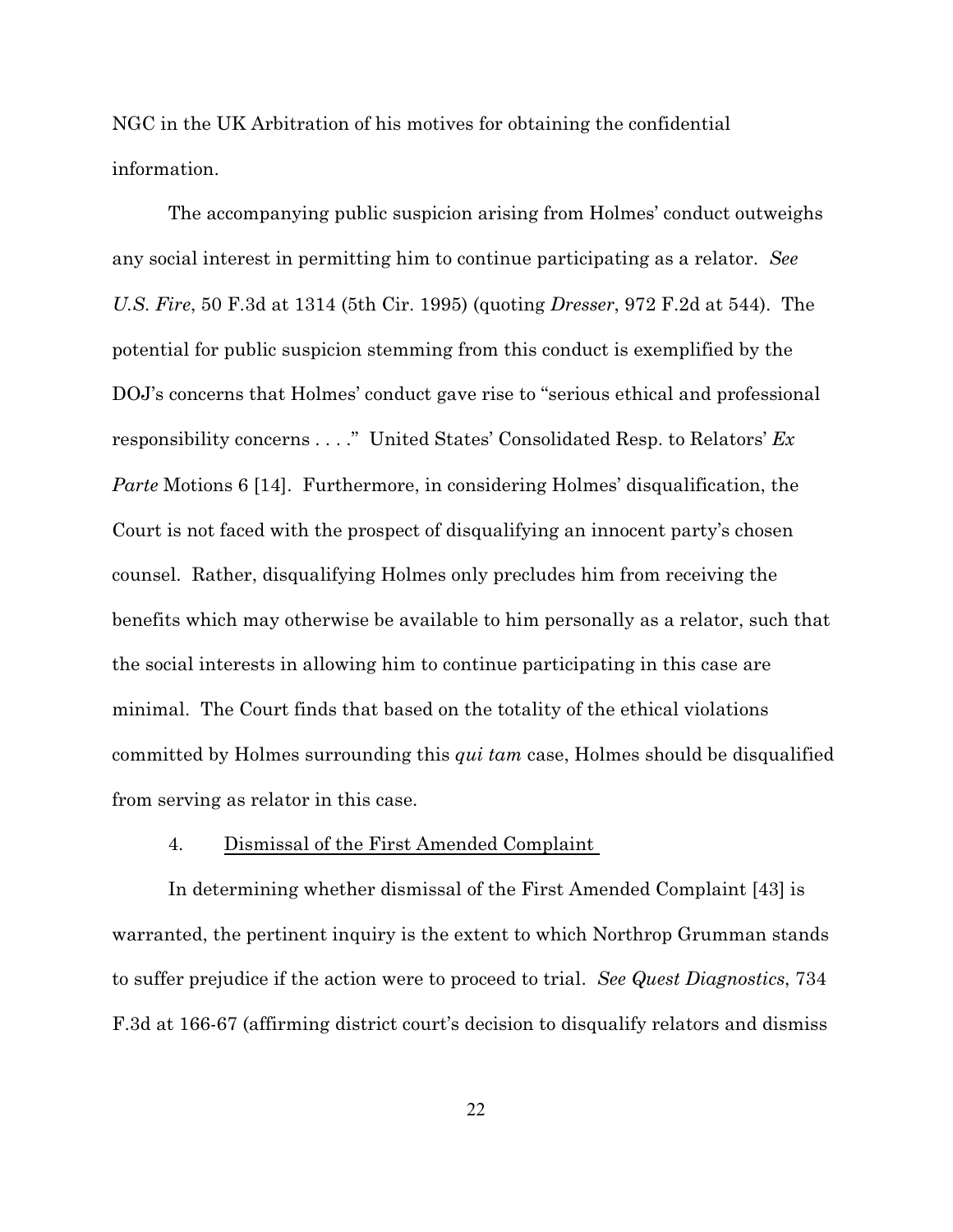NGC in the UK Arbitration of his motives for obtaining the confidential information.

The accompanying public suspicion arising from Holmes' conduct outweighs any social interest in permitting him to continue participating as a relator. *See U.S. Fire*, 50 F.3d at 1314 (5th Cir. 1995) (quoting *Dresser*, 972 F.2d at 544). The potential for public suspicion stemming from this conduct is exemplified by the DOJ's concerns that Holmes' conduct gave rise to "serious ethical and professional responsibility concerns . . . ." United States' Consolidated Resp. to Relators' *Ex Parte* Motions 6 [14]. Furthermore, in considering Holmes' disqualification, the Court is not faced with the prospect of disqualifying an innocent party's chosen counsel. Rather, disqualifying Holmes only precludes him from receiving the benefits which may otherwise be available to him personally as a relator, such that the social interests in allowing him to continue participating in this case are minimal. The Court finds that based on the totality of the ethical violations committed by Holmes surrounding this *qui tam* case, Holmes should be disqualified from serving as relator in this case.

4. Dismissal of the First Amended Complaint

In determining whether dismissal of the First Amended Complaint [43] is warranted, the pertinent inquiry is the extent to which Northrop Grumman stands to suffer prejudice if the action were to proceed to trial. *See Quest Diagnostics*, 734 F.3d at 166-67 (affirming district court's decision to disqualify relators and dismiss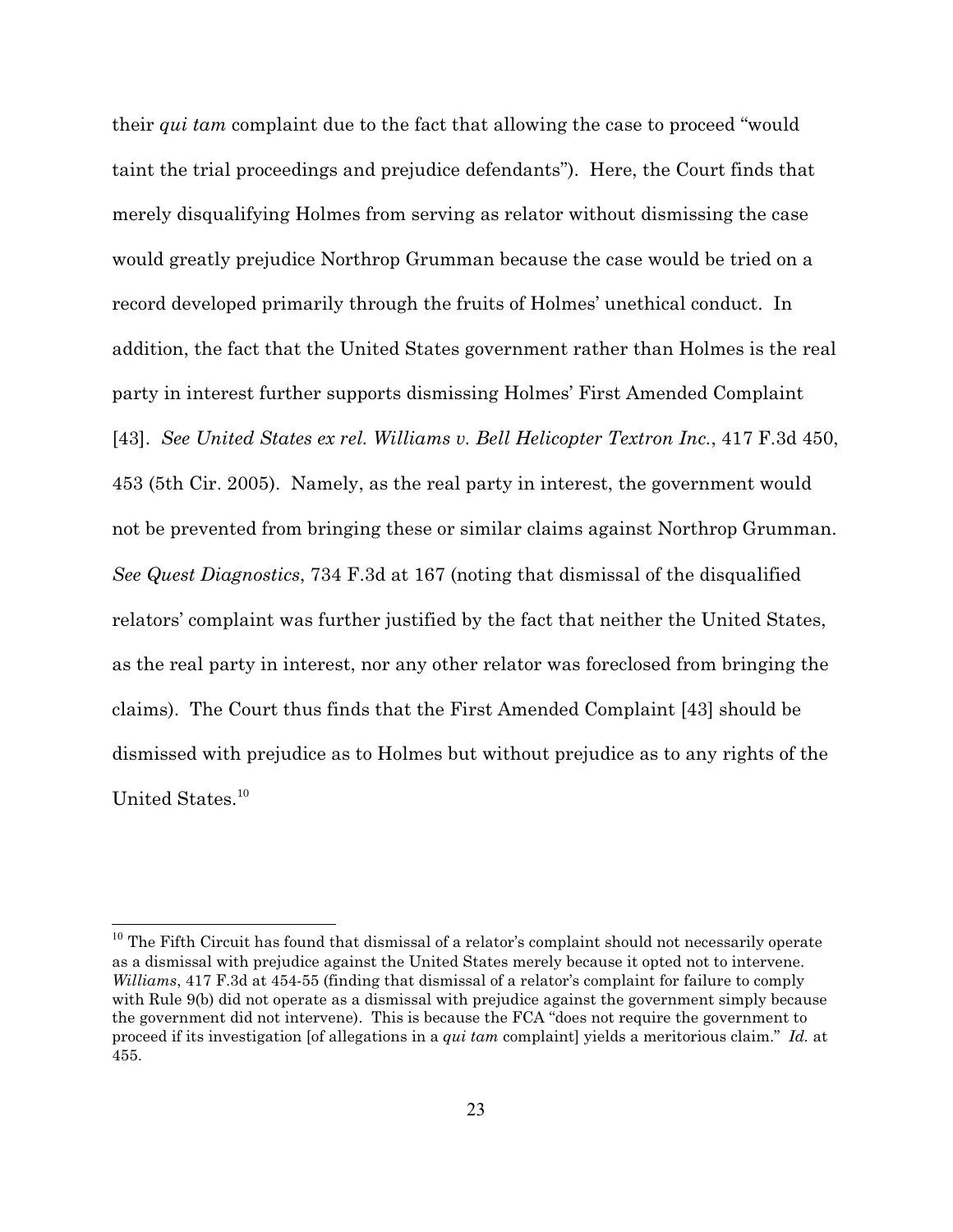their *qui tam* complaint due to the fact that allowing the case to proceed "would taint the trial proceedings and prejudice defendants"). Here, the Court finds that merely disqualifying Holmes from serving as relator without dismissing the case would greatly prejudice Northrop Grumman because the case would be tried on a record developed primarily through the fruits of Holmes' unethical conduct. In addition, the fact that the United States government rather than Holmes is the real party in interest further supports dismissing Holmes' First Amended Complaint [43]. *See United States ex rel. Williams v. Bell Helicopter Textron Inc.*, 417 F.3d 450, 453 (5th Cir. 2005). Namely, as the real party in interest, the government would not be prevented from bringing these or similar claims against Northrop Grumman. *See Quest Diagnostics*, 734 F.3d at 167 (noting that dismissal of the disqualified relators' complaint was further justified by the fact that neither the United States, as the real party in interest, nor any other relator was foreclosed from bringing the claims). The Court thus finds that the First Amended Complaint [43] should be dismissed with prejudice as to Holmes but without prejudice as to any rights of the United States.[10]

---

[10] The Fifth Circuit has found that dismissal of a relator's complaint should not necessarily operate as a dismissal with prejudice against the United States merely because it opted not to intervene. *Williams*, 417 F.3d at 454-55 (finding that dismissal of a relator's complaint for failure to comply with Rule 9(b) did not operate as a dismissal with prejudice against the government simply because the government did not intervene). This is because the FCA "does not require the government to proceed if its investigation [of allegations in a *qui tam* complaint] yields a meritorious claim." *Id.* at 455.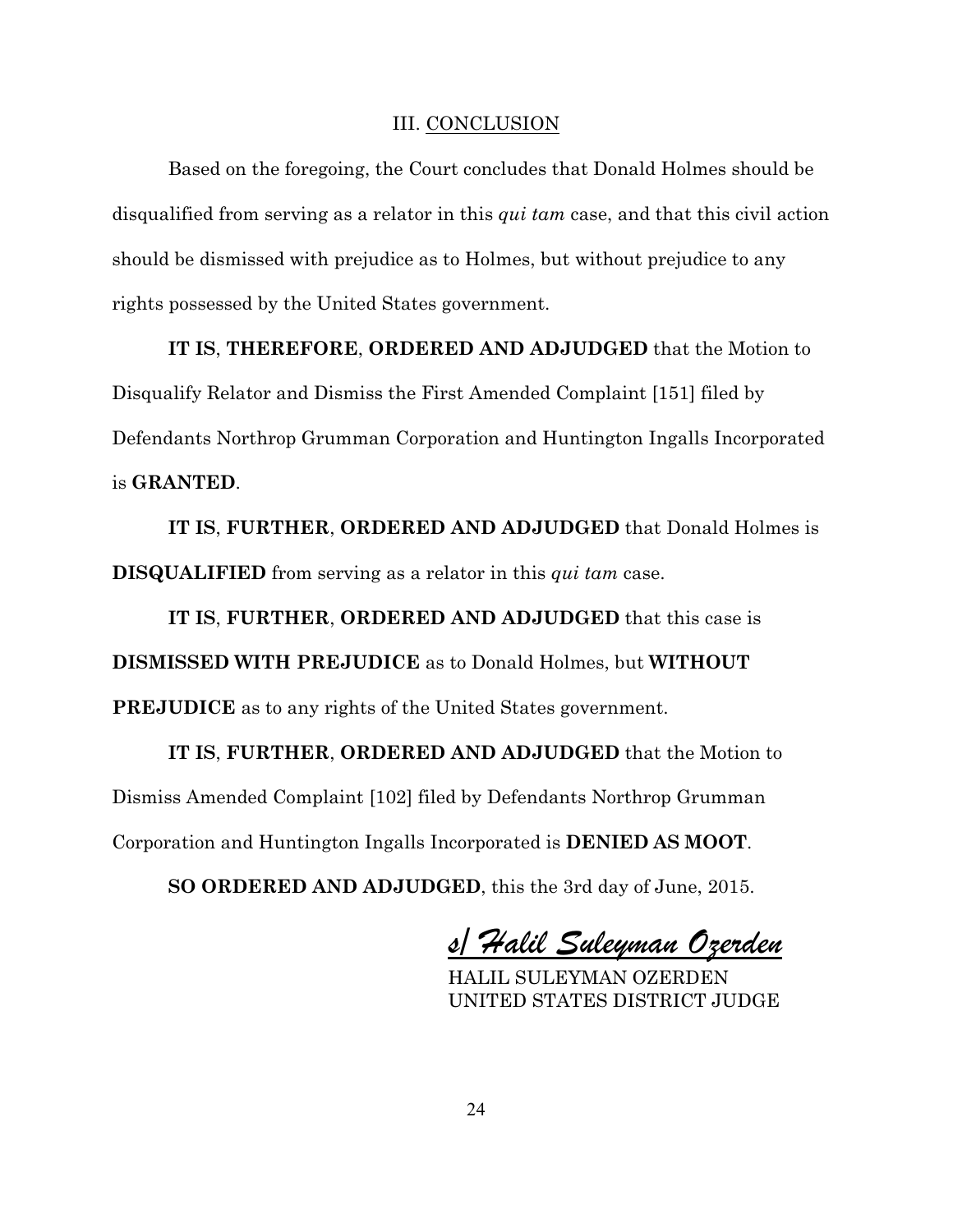## III. CONCLUSION

Based on the foregoing, the Court concludes that Donald Holmes should be disqualified from serving as a relator in this *qui tam* case, and that this civil action should be dismissed with prejudice as to Holmes, but without prejudice to any rights possessed by the United States government.

**IT IS**, **THEREFORE**, **ORDERED AND ADJUDGED** that the Motion to Disqualify Relator and Dismiss the First Amended Complaint [151] filed by Defendants Northrop Grumman Corporation and Huntington Ingalls Incorporated is **GRANTED**.

**IT IS**, **FURTHER**, **ORDERED AND ADJUDGED** that Donald Holmes is **DISQUALIFIED** from serving as a relator in this *qui tam* case.

**IT IS**, **FURTHER**, **ORDERED AND ADJUDGED** that this case is **DISMISSED WITH PREJUDICE** as to Donald Holmes, but **WITHOUT PREJUDICE** as to any rights of the United States government.

**IT IS**, **FURTHER**, **ORDERED AND ADJUDGED** that the Motion to Dismiss Amended Complaint [102] filed by Defendants Northrop Grumman Corporation and Huntington Ingalls Incorporated is **DENIED AS MOOT**.

**SO ORDERED AND ADJUDGED**, this the 3rd day of June, 2015.

*s/ Halil Suleyman Ozerden*

HALIL SULEYMAN OZERDEN
UNITED STATES DISTRICT JUDGE